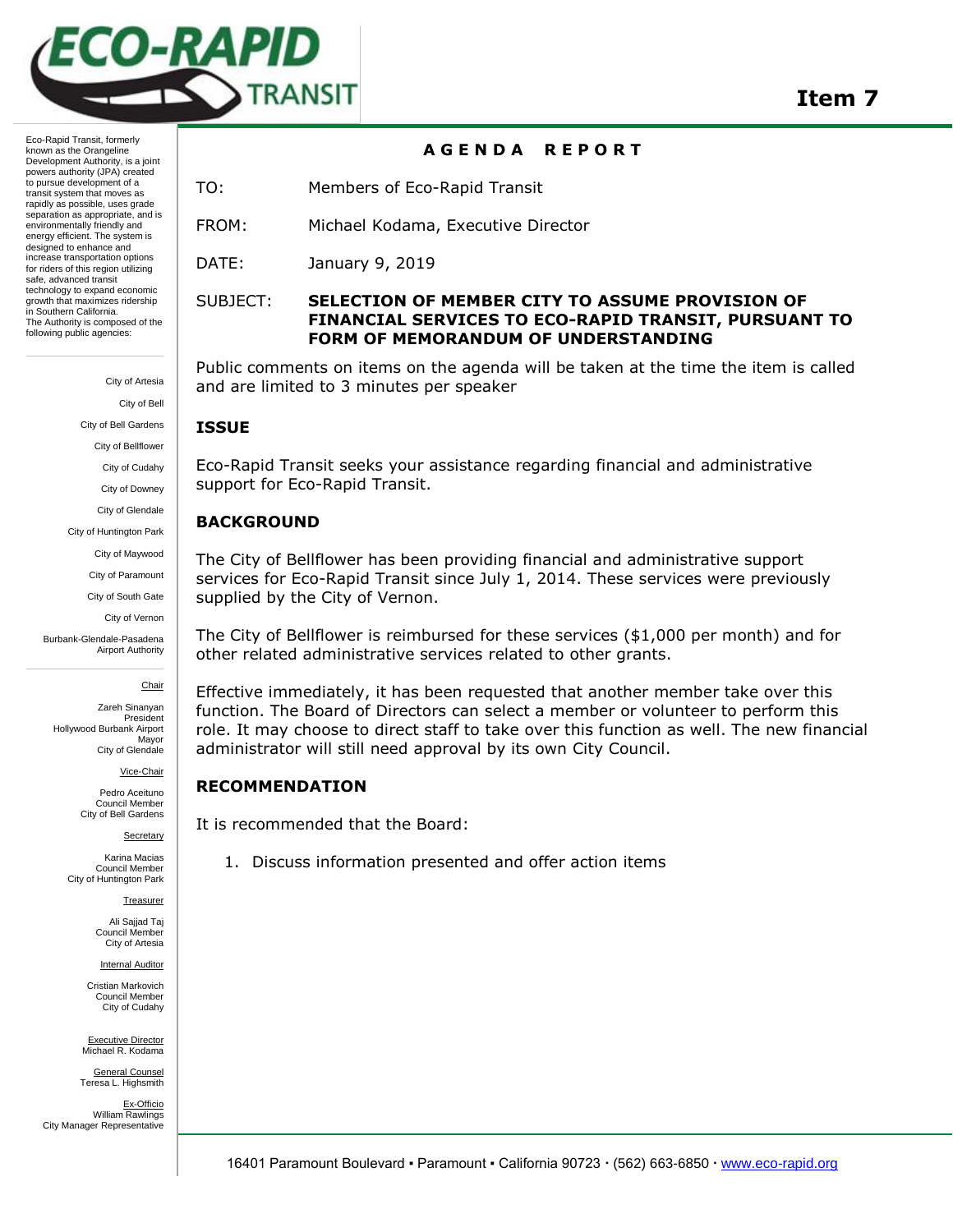ECO-RAPID TRANSIT

# Item 7

Eco-Rapid Transit, formerly known as the Orangeline Development Authority, is a joint powers authority (JPA) created to pursue development of a transit system that moves as rapidly as possible, uses grade separation as appropriate, and is environmentally friendly and energy efficient. The system is designed to enhance and increase transportation options for riders of this region utilizing safe, advanced transit technology to expand economic growth that maximizes ridership in Southern California. The Authority is composed of the following public agencies:

City of Artesia
City of Bell
City of Bell Gardens
City of Bellflower
City of Cudahy
City of Downey
City of Glendale
City of Huntington Park
City of Maywood
City of Paramount
City of South Gate
City of Vernon
Burbank-Glendale-Pasadena Airport Authority

Chair
Zareh Sinanyan
President
Hollywood Burbank Airport
Mayor
City of Glendale

Vice-Chair
Pedro Aceituno
Council Member
City of Bell Gardens

Secretary
Karina Macias
Council Member
City of Huntington Park

Treasurer
Ali Sajjad Taj
Council Member
City of Artesia

Internal Auditor
Cristian Markovich
Council Member
City of Cudahy

Executive Director
Michael R. Kodama

General Counsel
Teresa L. Highsmith

Ex-Officio
William Rawlings
City Manager Representative

## AGENDA REPORT

TO: Members of Eco-Rapid Transit

FROM: Michael Kodama, Executive Director

DATE: January 9, 2019

SUBJECT: **SELECTION OF MEMBER CITY TO ASSUME PROVISION OF FINANCIAL SERVICES TO ECO-RAPID TRANSIT, PURSUANT TO FORM OF MEMORANDUM OF UNDERSTANDING**

Public comments on items on the agenda will be taken at the time the item is called and are limited to 3 minutes per speaker

### ISSUE

Eco-Rapid Transit seeks your assistance regarding financial and administrative support for Eco-Rapid Transit.

### BACKGROUND

The City of Bellflower has been providing financial and administrative support services for Eco-Rapid Transit since July 1, 2014. These services were previously supplied by the City of Vernon.

The City of Bellflower is reimbursed for these services ($1,000 per month) and for other related administrative services related to other grants.

Effective immediately, it has been requested that another member take over this function. The Board of Directors can select a member or volunteer to perform this role. It may choose to direct staff to take over this function as well. The new financial administrator will still need approval by its own City Council.

### RECOMMENDATION

It is recommended that the Board:

1. Discuss information presented and offer action items

16401 Paramount Boulevard ▪ Paramount ▪ California 90723 · (562) 663-6850 · www.eco-rapid.org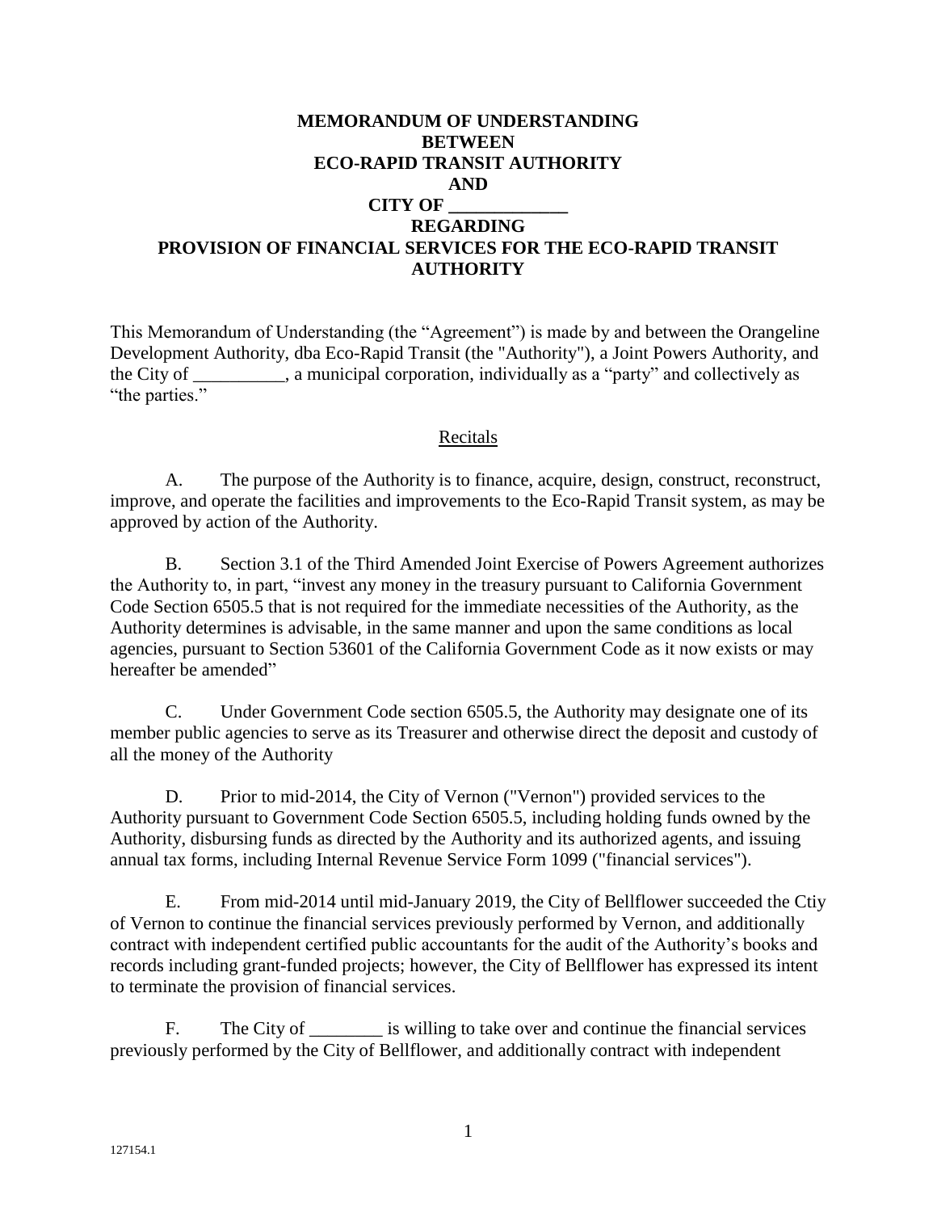# MEMORANDUM OF UNDERSTANDING BETWEEN ECO-RAPID TRANSIT AUTHORITY AND CITY OF _____________ REGARDING PROVISION OF FINANCIAL SERVICES FOR THE ECO-RAPID TRANSIT AUTHORITY

This Memorandum of Understanding (the "Agreement") is made by and between the Orangeline Development Authority, dba Eco-Rapid Transit (the "Authority"), a Joint Powers Authority, and the City of __________, a municipal corporation, individually as a "party" and collectively as "the parties."

## Recitals

A. The purpose of the Authority is to finance, acquire, design, construct, reconstruct, improve, and operate the facilities and improvements to the Eco-Rapid Transit system, as may be approved by action of the Authority.

B. Section 3.1 of the Third Amended Joint Exercise of Powers Agreement authorizes the Authority to, in part, "invest any money in the treasury pursuant to California Government Code Section 6505.5 that is not required for the immediate necessities of the Authority, as the Authority determines is advisable, in the same manner and upon the same conditions as local agencies, pursuant to Section 53601 of the California Government Code as it now exists or may hereafter be amended"

C. Under Government Code section 6505.5, the Authority may designate one of its member public agencies to serve as its Treasurer and otherwise direct the deposit and custody of all the money of the Authority

D. Prior to mid-2014, the City of Vernon ("Vernon") provided services to the Authority pursuant to Government Code Section 6505.5, including holding funds owned by the Authority, disbursing funds as directed by the Authority and its authorized agents, and issuing annual tax forms, including Internal Revenue Service Form 1099 ("financial services").

E. From mid-2014 until mid-January 2019, the City of Bellflower succeeded the Ctiy of Vernon to continue the financial services previously performed by Vernon, and additionally contract with independent certified public accountants for the audit of the Authority's books and records including grant-funded projects; however, the City of Bellflower has expressed its intent to terminate the provision of financial services.

F. The City of ________ is willing to take over and continue the financial services previously performed by the City of Bellflower, and additionally contract with independent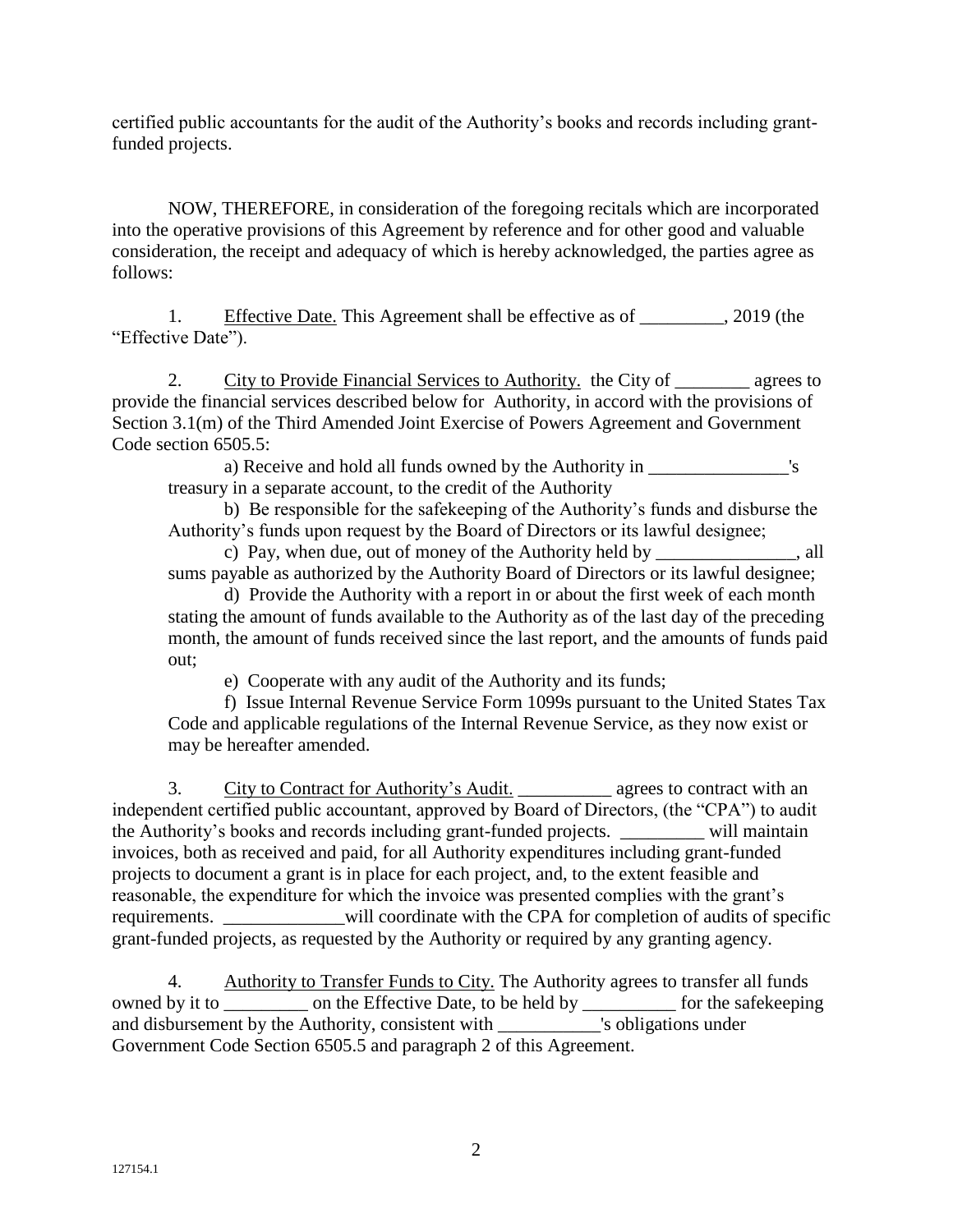certified public accountants for the audit of the Authority's books and records including grant-funded projects.

NOW, THEREFORE, in consideration of the foregoing recitals which are incorporated into the operative provisions of this Agreement by reference and for other good and valuable consideration, the receipt and adequacy of which is hereby acknowledged, the parties agree as follows:

1. Effective Date. This Agreement shall be effective as of _________, 2019 (the "Effective Date").

2. City to Provide Financial Services to Authority. the City of ________ agrees to provide the financial services described below for Authority, in accord with the provisions of Section 3.1(m) of the Third Amended Joint Exercise of Powers Agreement and Government Code section 6505.5:

a) Receive and hold all funds owned by the Authority in _______________'s treasury in a separate account, to the credit of the Authority

b) Be responsible for the safekeeping of the Authority's funds and disburse the Authority's funds upon request by the Board of Directors or its lawful designee;

c) Pay, when due, out of money of the Authority held by _______________, all sums payable as authorized by the Authority Board of Directors or its lawful designee;

d) Provide the Authority with a report in or about the first week of each month stating the amount of funds available to the Authority as of the last day of the preceding month, the amount of funds received since the last report, and the amounts of funds paid out;

e) Cooperate with any audit of the Authority and its funds;

f) Issue Internal Revenue Service Form 1099s pursuant to the United States Tax Code and applicable regulations of the Internal Revenue Service, as they now exist or may be hereafter amended.

3. City to Contract for Authority's Audit. __________ agrees to contract with an independent certified public accountant, approved by Board of Directors, (the "CPA") to audit the Authority's books and records including grant-funded projects. _________ will maintain invoices, both as received and paid, for all Authority expenditures including grant-funded projects to document a grant is in place for each project, and, to the extent feasible and reasonable, the expenditure for which the invoice was presented complies with the grant's requirements. _____________will coordinate with the CPA for completion of audits of specific grant-funded projects, as requested by the Authority or required by any granting agency.

4. Authority to Transfer Funds to City. The Authority agrees to transfer all funds owned by it to _________ on the Effective Date, to be held by __________ for the safekeeping and disbursement by the Authority, consistent with ___________'s obligations under Government Code Section 6505.5 and paragraph 2 of this Agreement.

127154.1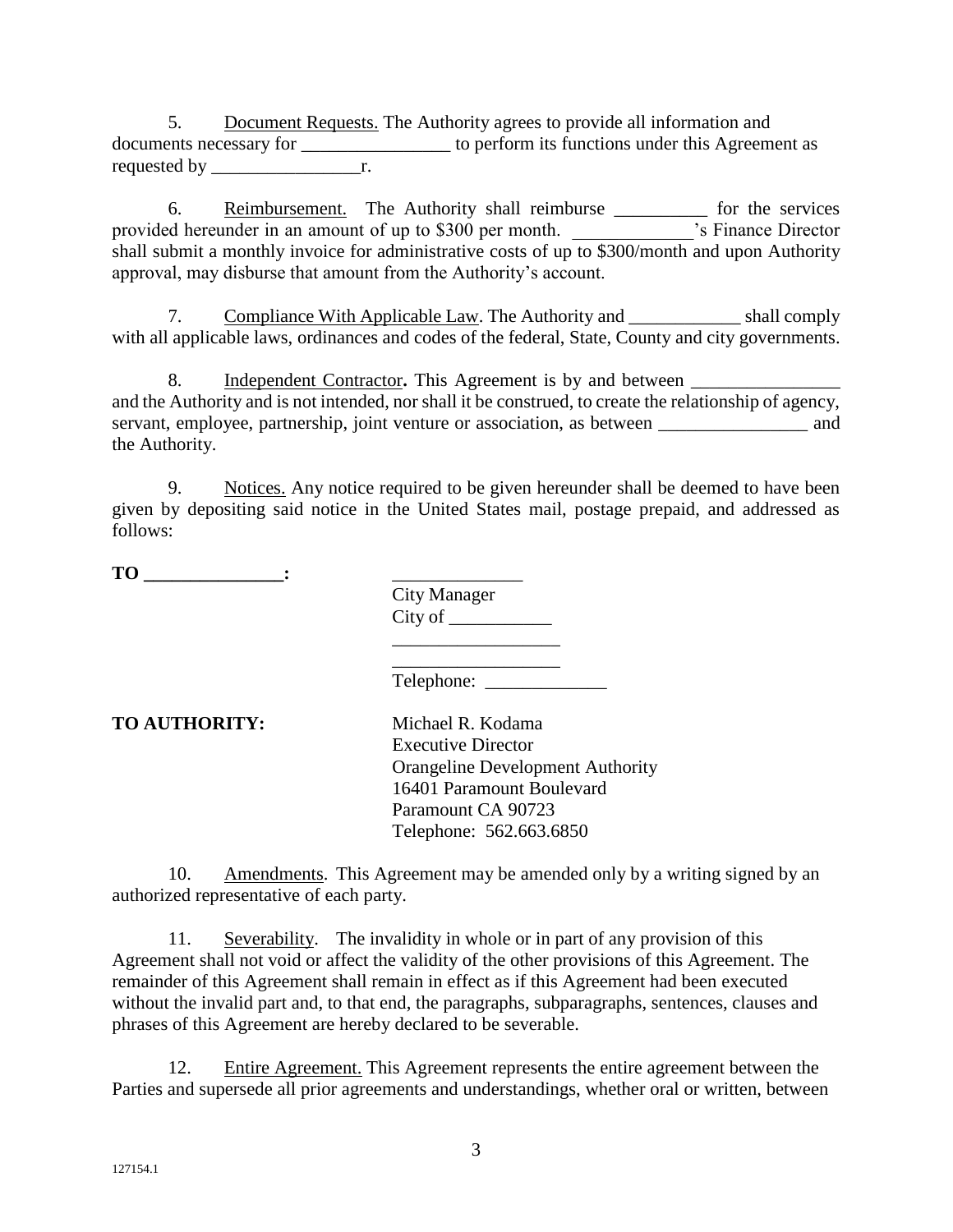5. Document Requests. The Authority agrees to provide all information and documents necessary for ________________ to perform its functions under this Agreement as requested by ________________r.

6. Reimbursement. The Authority shall reimburse __________ for the services provided hereunder in an amount of up to $300 per month. _____________'s Finance Director shall submit a monthly invoice for administrative costs of up to $300/month and upon Authority approval, may disburse that amount from the Authority's account.

7. Compliance With Applicable Law. The Authority and ____________ shall comply with all applicable laws, ordinances and codes of the federal, State, County and city governments.

8. Independent Contractor**.** This Agreement is by and between ________________ and the Authority and is not intended, nor shall it be construed, to create the relationship of agency, servant, employee, partnership, joint venture or association, as between ________________ and the Authority.

9. Notices. Any notice required to be given hereunder shall be deemed to have been given by depositing said notice in the United States mail, postage prepaid, and addressed as follows:

**TO _______________:**

______________
City Manager
City of ___________
__________________
__________________
Telephone: _____________

**TO AUTHORITY:**

Michael R. Kodama
Executive Director
Orangeline Development Authority
16401 Paramount Boulevard
Paramount CA 90723
Telephone: 562.663.6850

10. Amendments. This Agreement may be amended only by a writing signed by an authorized representative of each party.

11. Severability. The invalidity in whole or in part of any provision of this Agreement shall not void or affect the validity of the other provisions of this Agreement. The remainder of this Agreement shall remain in effect as if this Agreement had been executed without the invalid part and, to that end, the paragraphs, subparagraphs, sentences, clauses and phrases of this Agreement are hereby declared to be severable.

12. Entire Agreement. This Agreement represents the entire agreement between the Parties and supersede all prior agreements and understandings, whether oral or written, between

127154.1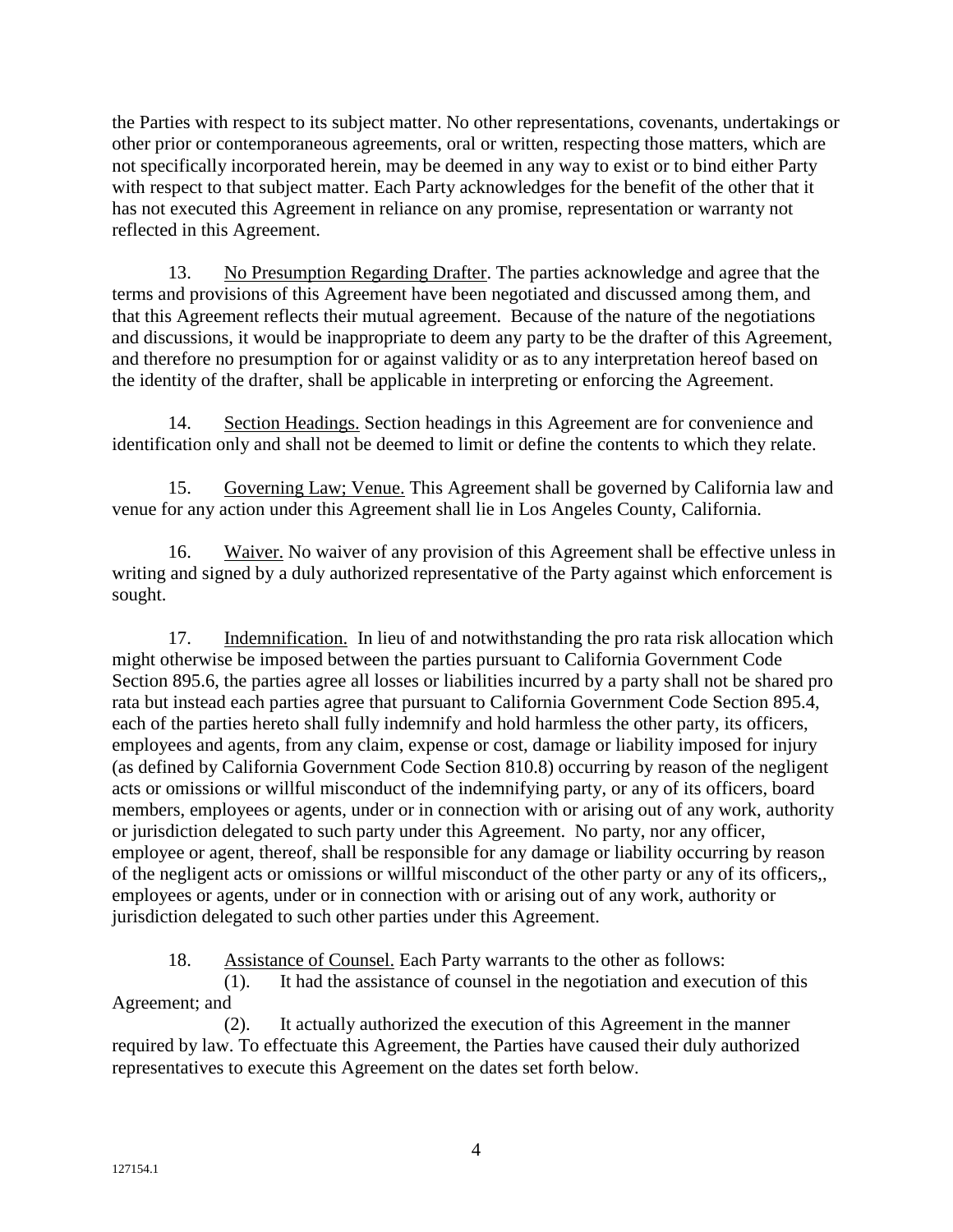the Parties with respect to its subject matter. No other representations, covenants, undertakings or other prior or contemporaneous agreements, oral or written, respecting those matters, which are not specifically incorporated herein, may be deemed in any way to exist or to bind either Party with respect to that subject matter. Each Party acknowledges for the benefit of the other that it has not executed this Agreement in reliance on any promise, representation or warranty not reflected in this Agreement.

13. No Presumption Regarding Drafter. The parties acknowledge and agree that the terms and provisions of this Agreement have been negotiated and discussed among them, and that this Agreement reflects their mutual agreement. Because of the nature of the negotiations and discussions, it would be inappropriate to deem any party to be the drafter of this Agreement, and therefore no presumption for or against validity or as to any interpretation hereof based on the identity of the drafter, shall be applicable in interpreting or enforcing the Agreement.

14. Section Headings. Section headings in this Agreement are for convenience and identification only and shall not be deemed to limit or define the contents to which they relate.

15. Governing Law; Venue. This Agreement shall be governed by California law and venue for any action under this Agreement shall lie in Los Angeles County, California.

16. Waiver. No waiver of any provision of this Agreement shall be effective unless in writing and signed by a duly authorized representative of the Party against which enforcement is sought.

17. Indemnification. In lieu of and notwithstanding the pro rata risk allocation which might otherwise be imposed between the parties pursuant to California Government Code Section 895.6, the parties agree all losses or liabilities incurred by a party shall not be shared pro rata but instead each parties agree that pursuant to California Government Code Section 895.4, each of the parties hereto shall fully indemnify and hold harmless the other party, its officers, employees and agents, from any claim, expense or cost, damage or liability imposed for injury (as defined by California Government Code Section 810.8) occurring by reason of the negligent acts or omissions or willful misconduct of the indemnifying party, or any of its officers, board members, employees or agents, under or in connection with or arising out of any work, authority or jurisdiction delegated to such party under this Agreement. No party, nor any officer, employee or agent, thereof, shall be responsible for any damage or liability occurring by reason of the negligent acts or omissions or willful misconduct of the other party or any of its officers,, employees or agents, under or in connection with or arising out of any work, authority or jurisdiction delegated to such other parties under this Agreement.

18. Assistance of Counsel. Each Party warrants to the other as follows:

(1). It had the assistance of counsel in the negotiation and execution of this Agreement; and

(2). It actually authorized the execution of this Agreement in the manner required by law. To effectuate this Agreement, the Parties have caused their duly authorized representatives to execute this Agreement on the dates set forth below.

127154.1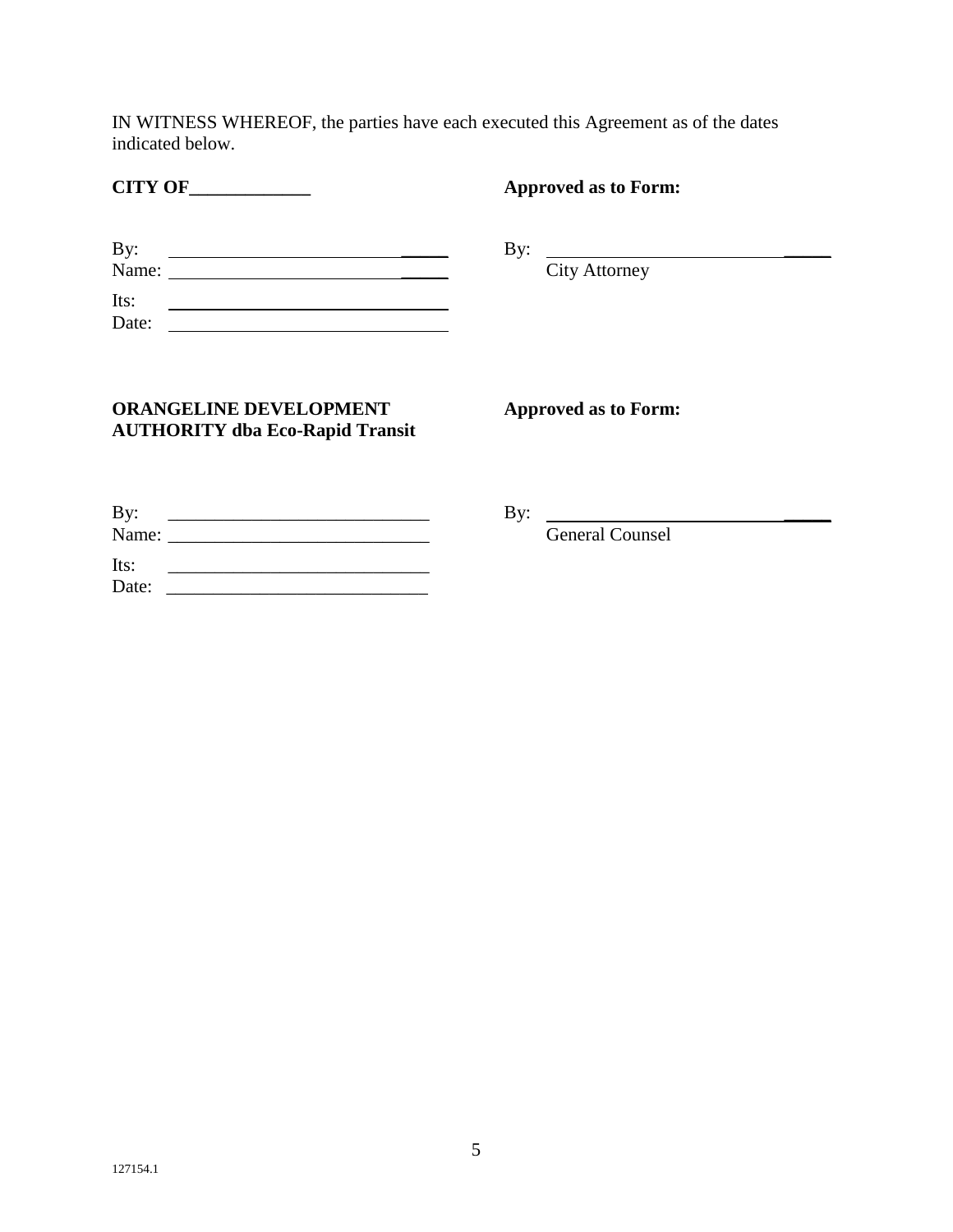IN WITNESS WHEREOF, the parties have each executed this Agreement as of the dates indicated below.

**CITY OF_____________**

By: ______________________________

Name: ______________________________

Its: ______________________________

Date: ______________________________

**Approved as to Form:**

By: ______________________________

City Attorney

**ORANGELINE DEVELOPMENT AUTHORITY dba Eco-Rapid Transit**

By: ____________________________

Name: ____________________________

Its: ____________________________

Date: ____________________________

**Approved as to Form:**

By: ______________________________

General Counsel

127154.1